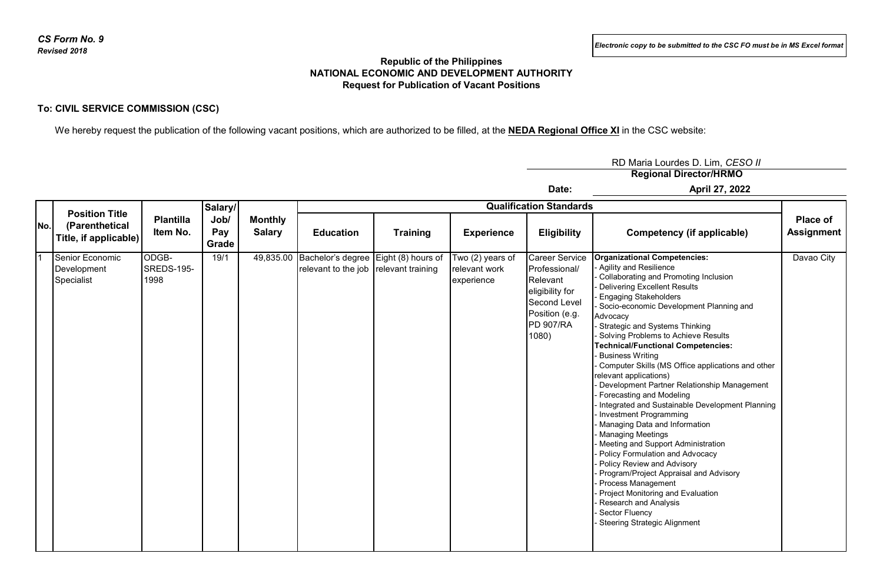*CS Form No. 9*
*Revised 2018*

*Electronic copy to be submitted to the CSC FO must be in MS Excel format*

**Republic of the Philippines**
**NATIONAL ECONOMIC AND DEVELOPMENT AUTHORITY**
**Request for Publication of Vacant Positions**

**To: CIVIL SERVICE COMMISSION (CSC)**

We hereby request the publication of the following vacant positions, which are authorized to be filled, at the **NEDA Regional Office XI** in the CSC website:

RD Maria Lourdes D. Lim, *CESO II*
**Regional Director/HRMO**

**Date:** **April 27, 2022**

| No. | Position Title (Parenthetical Title, if applicable) | Plantilla Item No. | Salary/ Job/ Pay Grade | Monthly Salary | Qualification Standards | | | | | Place of Assignment |
|---|---|---|---|---|---|---|---|---|---|---|
| | | | | | Education | Training | Experience | Eligibility | Competency (if applicable) | |
| 1 | Senior Economic Development Specialist | ODGB-SREDS-195-1998 | 19/1 | 49,835.00 | Bachelor's degree relevant to the job | Eight (8) hours of relevant training | Two (2) years of relevant work experience | Career Service Professional/ Relevant eligibility for Second Level Position (e.g. PD 907/RA 1080) | **Organizational Competencies:**<br>- Agility and Resilience<br>- Collaborating and Promoting Inclusion<br>- Delivering Excellent Results<br>- Engaging Stakeholders<br>- Socio-economic Development Planning and Advocacy<br>- Strategic and Systems Thinking<br>- Solving Problems to Achieve Results<br>**Technical/Functional Competencies:**<br>- Business Writing<br>- Computer Skills (MS Office applications and other relevant applications)<br>- Development Partner Relationship Management<br>- Forecasting and Modeling<br>- Integrated and Sustainable Development Planning<br>- Investment Programming<br>- Managing Data and Information<br>- Managing Meetings<br>- Meeting and Support Administration<br>- Policy Formulation and Advocacy<br>- Policy Review and Advisory<br>- Program/Project Appraisal and Advisory<br>- Process Management<br>- Project Monitoring and Evaluation<br>- Research and Analysis<br>- Sector Fluency<br>- Steering Strategic Alignment | Davao City |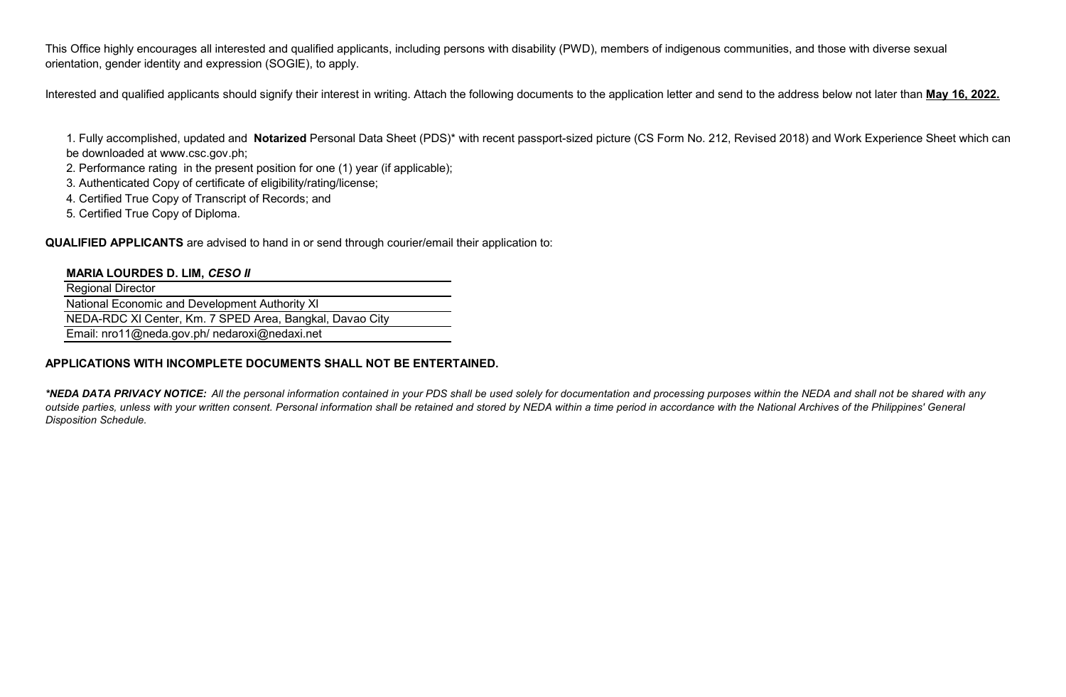This Office highly encourages all interested and qualified applicants, including persons with disability (PWD), members of indigenous communities, and those with diverse sexual orientation, gender identity and expression (SOGIE), to apply.

Interested and qualified applicants should signify their interest in writing. Attach the following documents to the application letter and send to the address below not later than **May 16, 2022.**

1. Fully accomplished, updated and **Notarized** Personal Data Sheet (PDS)* with recent passport-sized picture (CS Form No. 212, Revised 2018) and Work Experience Sheet which can be downloaded at www.csc.gov.ph;
2. Performance rating in the present position for one (1) year (if applicable);
3. Authenticated Copy of certificate of eligibility/rating/license;
4. Certified True Copy of Transcript of Records; and
5. Certified True Copy of Diploma.

**QUALIFIED APPLICANTS** are advised to hand in or send through courier/email their application to:

**MARIA LOURDES D. LIM, *CESO II***
Regional Director
National Economic and Development Authority XI
NEDA-RDC XI Center, Km. 7 SPED Area, Bangkal, Davao City
Email: nro11@neda.gov.ph/ nedaroxi@nedaxi.net

**APPLICATIONS WITH INCOMPLETE DOCUMENTS SHALL NOT BE ENTERTAINED.**

***NEDA DATA PRIVACY NOTICE:** All the personal information contained in your PDS shall be used solely for documentation and processing purposes within the NEDA and shall not be shared with any outside parties, unless with your written consent. Personal information shall be retained and stored by NEDA within a time period in accordance with the National Archives of the Philippines' General Disposition Schedule.*